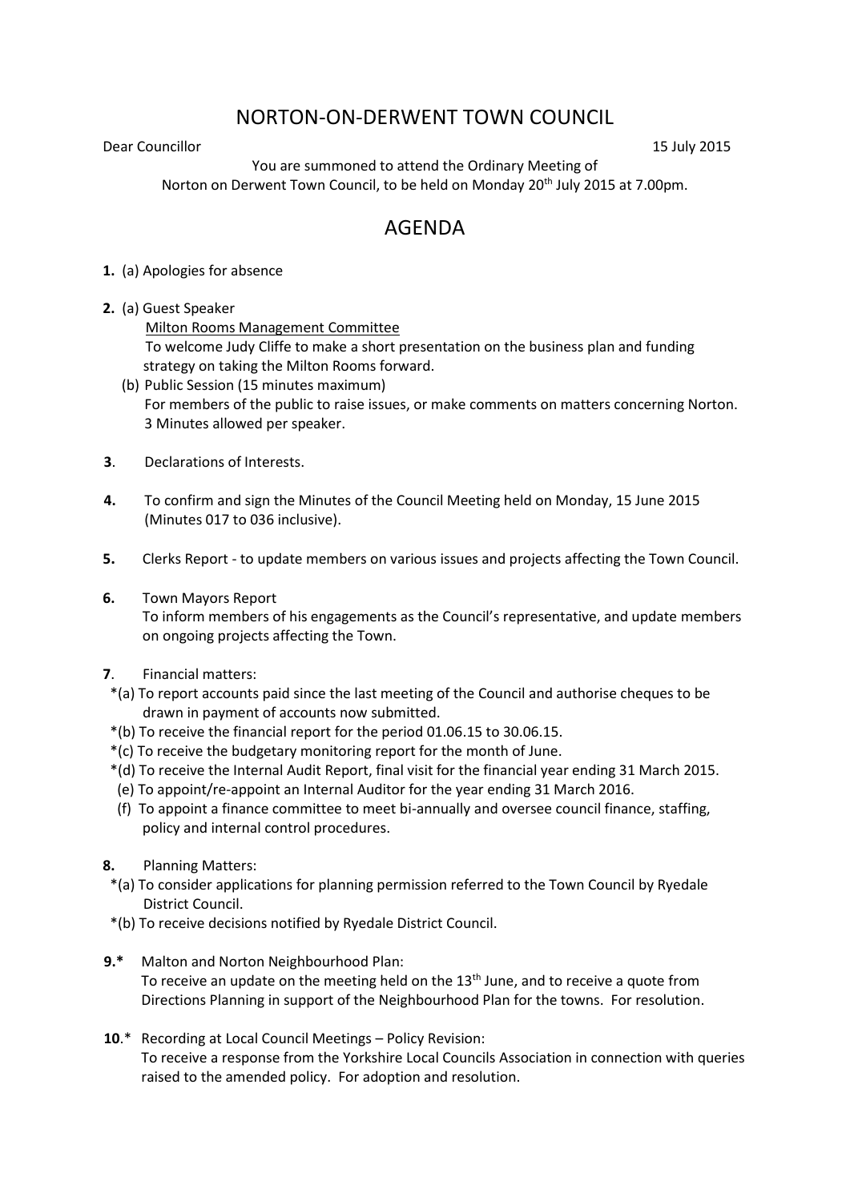# NORTON-ON-DERWENT TOWN COUNCIL

Dear Councillor 15 July 2015

You are summoned to attend the Ordinary Meeting of
Norton on Derwent Town Council, to be held on Monday 20th July 2015 at 7.00pm.

## AGENDA

**1.** (a) Apologies for absence

**2.** (a) Guest Speaker
Milton Rooms Management Committee
To welcome Judy Cliffe to make a short presentation on the business plan and funding strategy on taking the Milton Rooms forward.
(b) Public Session (15 minutes maximum)
For members of the public to raise issues, or make comments on matters concerning Norton. 3 Minutes allowed per speaker.

**3**. Declarations of Interests.

**4.** To confirm and sign the Minutes of the Council Meeting held on Monday, 15 June 2015 (Minutes 017 to 036 inclusive).

**5.** Clerks Report - to update members on various issues and projects affecting the Town Council.

**6.** Town Mayors Report
To inform members of his engagements as the Council's representative, and update members on ongoing projects affecting the Town.

**7**. Financial matters:
*(a) To report accounts paid since the last meeting of the Council and authorise cheques to be drawn in payment of accounts now submitted.
*(b) To receive the financial report for the period 01.06.15 to 30.06.15.
*(c) To receive the budgetary monitoring report for the month of June.
*(d) To receive the Internal Audit Report, final visit for the financial year ending 31 March 2015.
(e) To appoint/re-appoint an Internal Auditor for the year ending 31 March 2016.
(f) To appoint a finance committee to meet bi-annually and oversee council finance, staffing, policy and internal control procedures.

**8.** Planning Matters:
*(a) To consider applications for planning permission referred to the Town Council by Ryedale District Council.
*(b) To receive decisions notified by Ryedale District Council.

**9.*** Malton and Norton Neighbourhood Plan:
To receive an update on the meeting held on the 13th June, and to receive a quote from Directions Planning in support of the Neighbourhood Plan for the towns. For resolution.

**10**.* Recording at Local Council Meetings – Policy Revision:
To receive a response from the Yorkshire Local Councils Association in connection with queries raised to the amended policy. For adoption and resolution.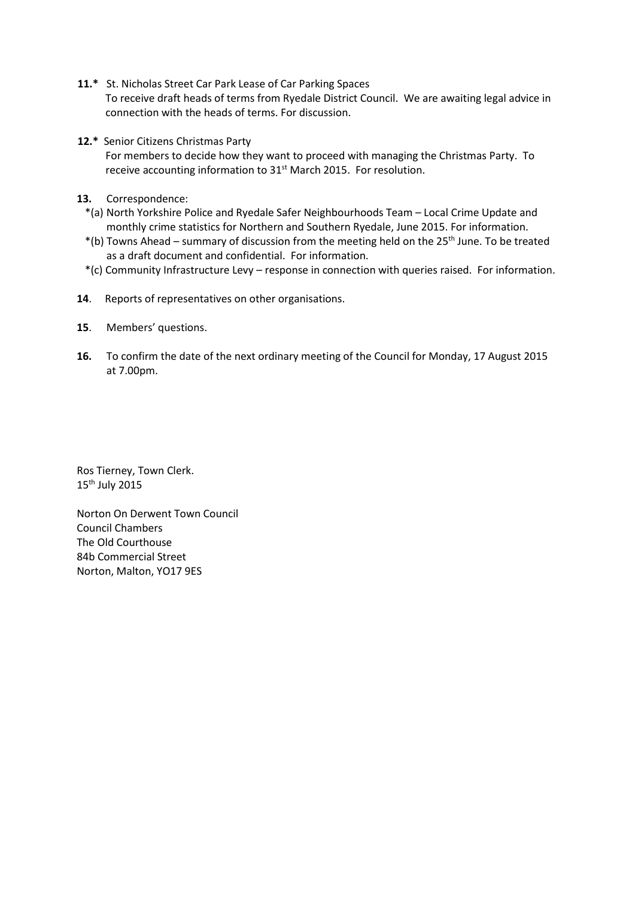**11.\*** St. Nicholas Street Car Park Lease of Car Parking Spaces
To receive draft heads of terms from Ryedale District Council. We are awaiting legal advice in connection with the heads of terms. For discussion.

**12.\*** Senior Citizens Christmas Party
For members to decide how they want to proceed with managing the Christmas Party. To receive accounting information to 31st March 2015. For resolution.

**13.** Correspondence:

*(a) North Yorkshire Police and Ryedale Safer Neighbourhoods Team – Local Crime Update and monthly crime statistics for Northern and Southern Ryedale, June 2015. For information.

*(b) Towns Ahead – summary of discussion from the meeting held on the 25th June. To be treated as a draft document and confidential. For information.

*(c) Community Infrastructure Levy – response in connection with queries raised. For information.

**14**. Reports of representatives on other organisations.

**15**. Members' questions.

**16.** To confirm the date of the next ordinary meeting of the Council for Monday, 17 August 2015 at 7.00pm.

Ros Tierney, Town Clerk.
15th July 2015

Norton On Derwent Town Council
Council Chambers
The Old Courthouse
84b Commercial Street
Norton, Malton, YO17 9ES